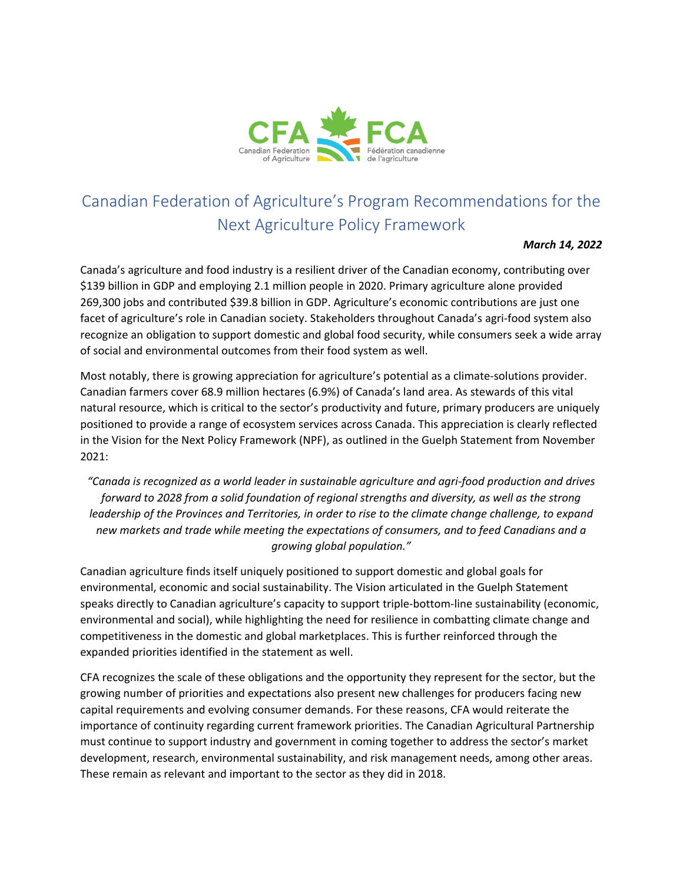# Canadian Federation of Agriculture's Program Recommendations for the Next Agriculture Policy Framework

***March 14, 2022***

Canada's agriculture and food industry is a resilient driver of the Canadian economy, contributing over $139 billion in GDP and employing 2.1 million people in 2020. Primary agriculture alone provided 269,300 jobs and contributed $39.8 billion in GDP. Agriculture's economic contributions are just one facet of agriculture's role in Canadian society. Stakeholders throughout Canada's agri-food system also recognize an obligation to support domestic and global food security, while consumers seek a wide array of social and environmental outcomes from their food system as well.

Most notably, there is growing appreciation for agriculture's potential as a climate-solutions provider. Canadian farmers cover 68.9 million hectares (6.9%) of Canada's land area. As stewards of this vital natural resource, which is critical to the sector's productivity and future, primary producers are uniquely positioned to provide a range of ecosystem services across Canada. This appreciation is clearly reflected in the Vision for the Next Policy Framework (NPF), as outlined in the Guelph Statement from November 2021:

*"Canada is recognized as a world leader in sustainable agriculture and agri-food production and drives forward to 2028 from a solid foundation of regional strengths and diversity, as well as the strong leadership of the Provinces and Territories, in order to rise to the climate change challenge, to expand new markets and trade while meeting the expectations of consumers, and to feed Canadians and a growing global population."*

Canadian agriculture finds itself uniquely positioned to support domestic and global goals for environmental, economic and social sustainability. The Vision articulated in the Guelph Statement speaks directly to Canadian agriculture's capacity to support triple-bottom-line sustainability (economic, environmental and social), while highlighting the need for resilience in combatting climate change and competitiveness in the domestic and global marketplaces. This is further reinforced through the expanded priorities identified in the statement as well.

CFA recognizes the scale of these obligations and the opportunity they represent for the sector, but the growing number of priorities and expectations also present new challenges for producers facing new capital requirements and evolving consumer demands. For these reasons, CFA would reiterate the importance of continuity regarding current framework priorities. The Canadian Agricultural Partnership must continue to support industry and government in coming together to address the sector's market development, research, environmental sustainability, and risk management needs, among other areas. These remain as relevant and important to the sector as they did in 2018.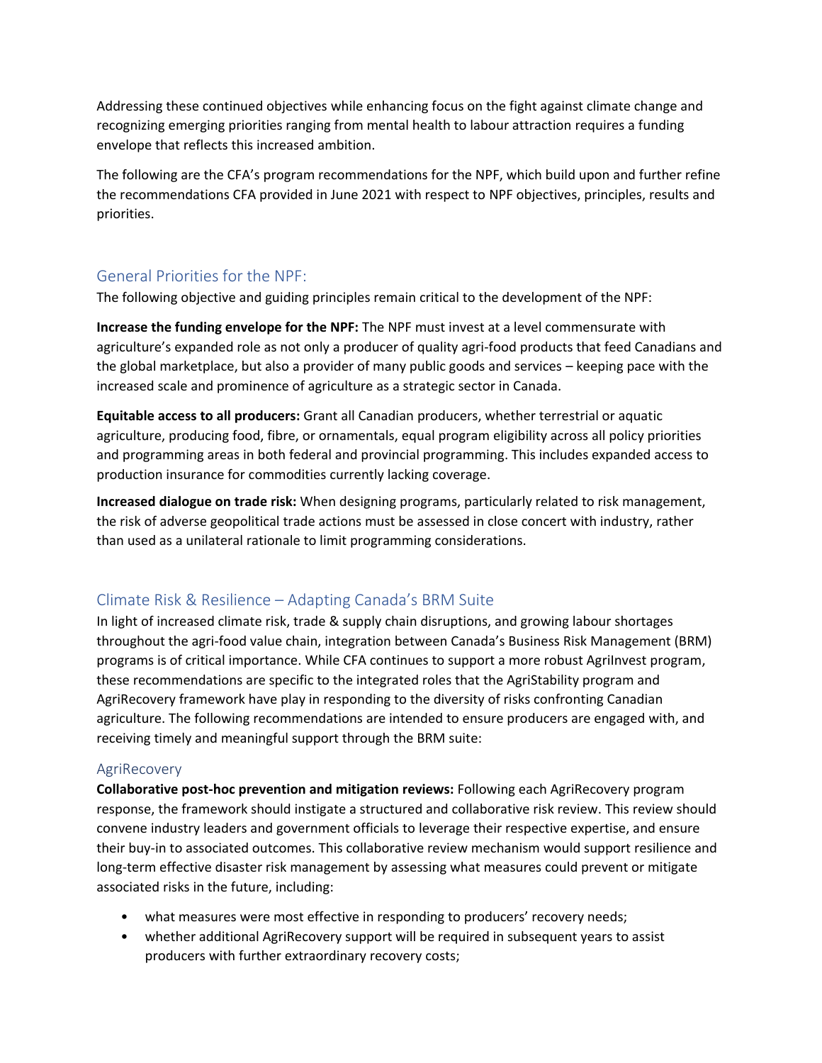Addressing these continued objectives while enhancing focus on the fight against climate change and recognizing emerging priorities ranging from mental health to labour attraction requires a funding envelope that reflects this increased ambition.

The following are the CFA's program recommendations for the NPF, which build upon and further refine the recommendations CFA provided in June 2021 with respect to NPF objectives, principles, results and priorities.

## General Priorities for the NPF:

The following objective and guiding principles remain critical to the development of the NPF:

**Increase the funding envelope for the NPF:** The NPF must invest at a level commensurate with agriculture's expanded role as not only a producer of quality agri-food products that feed Canadians and the global marketplace, but also a provider of many public goods and services – keeping pace with the increased scale and prominence of agriculture as a strategic sector in Canada.

**Equitable access to all producers:** Grant all Canadian producers, whether terrestrial or aquatic agriculture, producing food, fibre, or ornamentals, equal program eligibility across all policy priorities and programming areas in both federal and provincial programming. This includes expanded access to production insurance for commodities currently lacking coverage.

**Increased dialogue on trade risk:** When designing programs, particularly related to risk management, the risk of adverse geopolitical trade actions must be assessed in close concert with industry, rather than used as a unilateral rationale to limit programming considerations.

## Climate Risk & Resilience – Adapting Canada's BRM Suite

In light of increased climate risk, trade & supply chain disruptions, and growing labour shortages throughout the agri-food value chain, integration between Canada's Business Risk Management (BRM) programs is of critical importance. While CFA continues to support a more robust AgriInvest program, these recommendations are specific to the integrated roles that the AgriStability program and AgriRecovery framework have play in responding to the diversity of risks confronting Canadian agriculture. The following recommendations are intended to ensure producers are engaged with, and receiving timely and meaningful support through the BRM suite:

### AgriRecovery

**Collaborative post-hoc prevention and mitigation reviews:** Following each AgriRecovery program response, the framework should instigate a structured and collaborative risk review. This review should convene industry leaders and government officials to leverage their respective expertise, and ensure their buy-in to associated outcomes. This collaborative review mechanism would support resilience and long-term effective disaster risk management by assessing what measures could prevent or mitigate associated risks in the future, including:

- what measures were most effective in responding to producers' recovery needs;
- whether additional AgriRecovery support will be required in subsequent years to assist producers with further extraordinary recovery costs;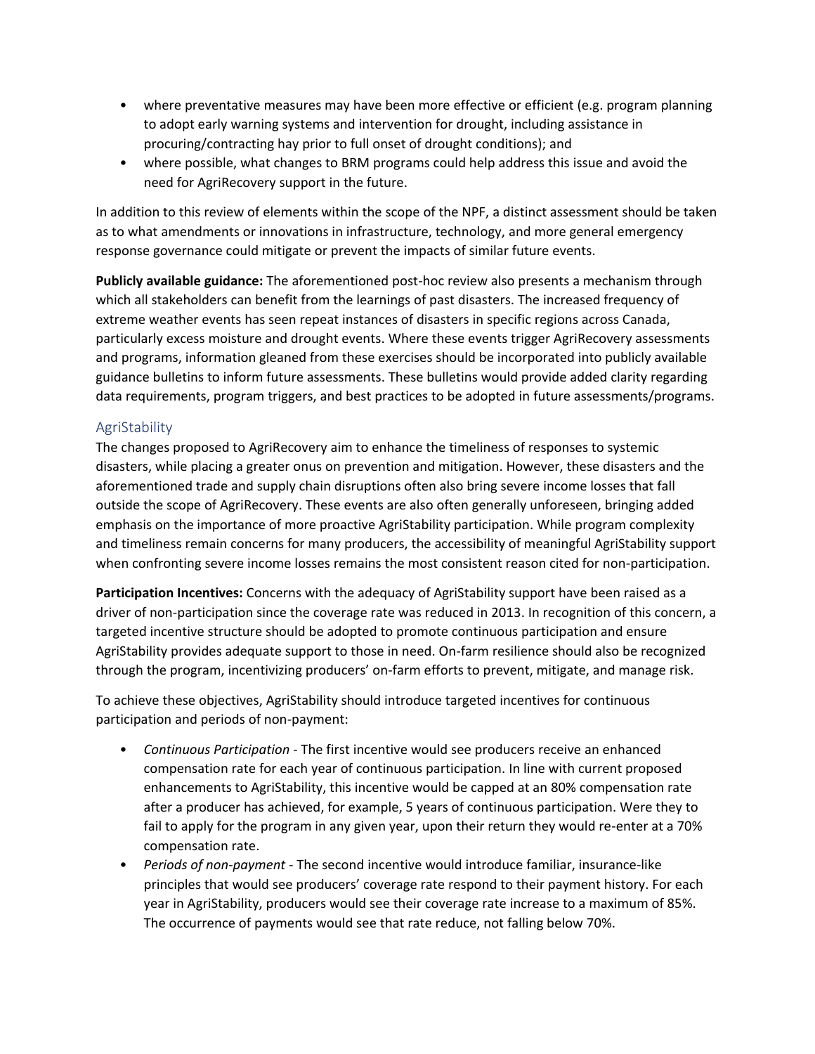- where preventative measures may have been more effective or efficient (e.g. program planning to adopt early warning systems and intervention for drought, including assistance in procuring/contracting hay prior to full onset of drought conditions); and
- where possible, what changes to BRM programs could help address this issue and avoid the need for AgriRecovery support in the future.

In addition to this review of elements within the scope of the NPF, a distinct assessment should be taken as to what amendments or innovations in infrastructure, technology, and more general emergency response governance could mitigate or prevent the impacts of similar future events.

**Publicly available guidance:** The aforementioned post-hoc review also presents a mechanism through which all stakeholders can benefit from the learnings of past disasters. The increased frequency of extreme weather events has seen repeat instances of disasters in specific regions across Canada, particularly excess moisture and drought events. Where these events trigger AgriRecovery assessments and programs, information gleaned from these exercises should be incorporated into publicly available guidance bulletins to inform future assessments. These bulletins would provide added clarity regarding data requirements, program triggers, and best practices to be adopted in future assessments/programs.

## AgriStability

The changes proposed to AgriRecovery aim to enhance the timeliness of responses to systemic disasters, while placing a greater onus on prevention and mitigation. However, these disasters and the aforementioned trade and supply chain disruptions often also bring severe income losses that fall outside the scope of AgriRecovery. These events are also often generally unforeseen, bringing added emphasis on the importance of more proactive AgriStability participation. While program complexity and timeliness remain concerns for many producers, the accessibility of meaningful AgriStability support when confronting severe income losses remains the most consistent reason cited for non-participation.

**Participation Incentives:** Concerns with the adequacy of AgriStability support have been raised as a driver of non-participation since the coverage rate was reduced in 2013. In recognition of this concern, a targeted incentive structure should be adopted to promote continuous participation and ensure AgriStability provides adequate support to those in need. On-farm resilience should also be recognized through the program, incentivizing producers' on-farm efforts to prevent, mitigate, and manage risk.

To achieve these objectives, AgriStability should introduce targeted incentives for continuous participation and periods of non-payment:

- *Continuous Participation* - The first incentive would see producers receive an enhanced compensation rate for each year of continuous participation. In line with current proposed enhancements to AgriStability, this incentive would be capped at an 80% compensation rate after a producer has achieved, for example, 5 years of continuous participation. Were they to fail to apply for the program in any given year, upon their return they would re-enter at a 70% compensation rate.
- *Periods of non-payment* - The second incentive would introduce familiar, insurance-like principles that would see producers' coverage rate respond to their payment history. For each year in AgriStability, producers would see their coverage rate increase to a maximum of 85%. The occurrence of payments would see that rate reduce, not falling below 70%.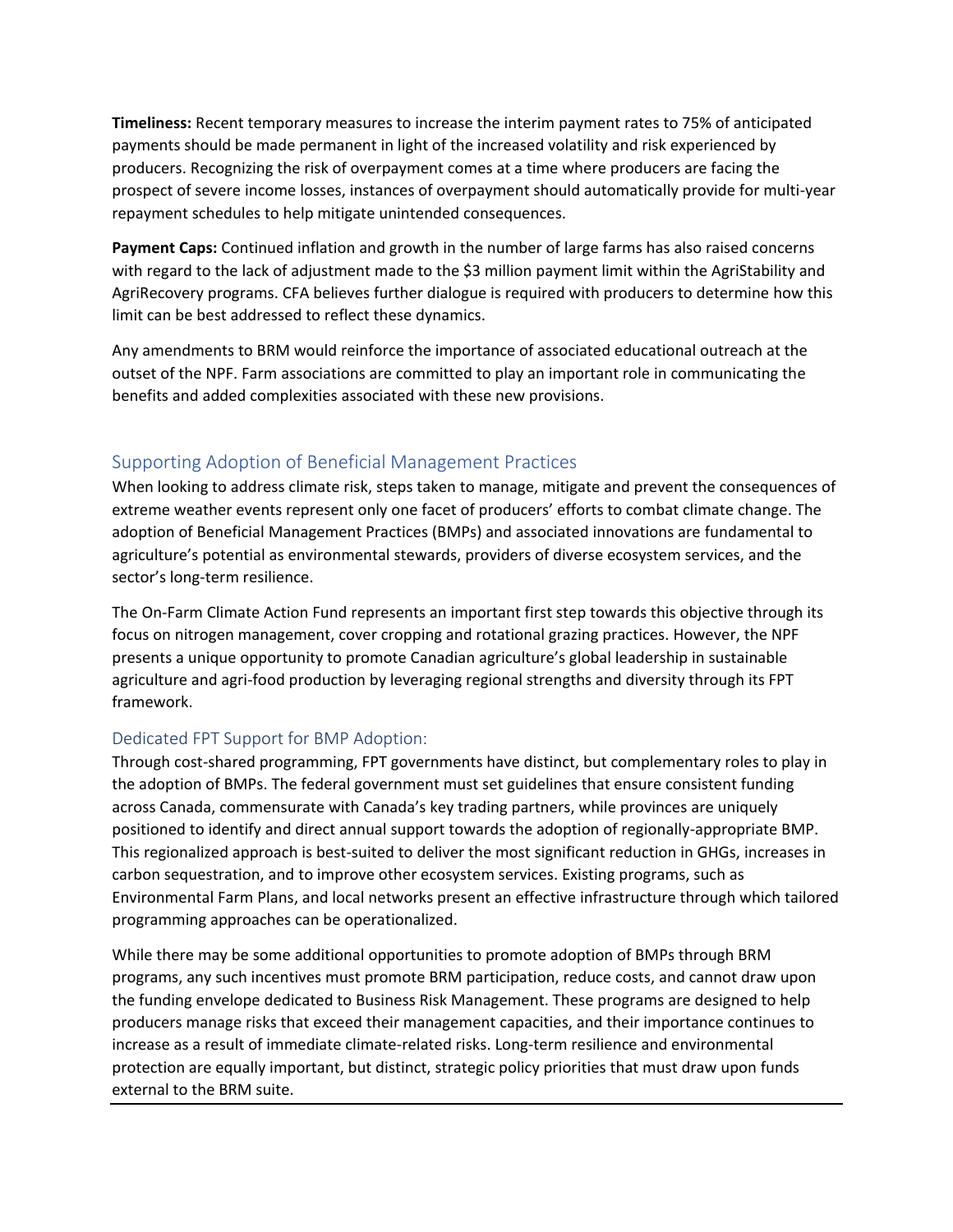**Timeliness:** Recent temporary measures to increase the interim payment rates to 75% of anticipated payments should be made permanent in light of the increased volatility and risk experienced by producers. Recognizing the risk of overpayment comes at a time where producers are facing the prospect of severe income losses, instances of overpayment should automatically provide for multi-year repayment schedules to help mitigate unintended consequences.

**Payment Caps:** Continued inflation and growth in the number of large farms has also raised concerns with regard to the lack of adjustment made to the $3 million payment limit within the AgriStability and AgriRecovery programs. CFA believes further dialogue is required with producers to determine how this limit can be best addressed to reflect these dynamics.

Any amendments to BRM would reinforce the importance of associated educational outreach at the outset of the NPF. Farm associations are committed to play an important role in communicating the benefits and added complexities associated with these new provisions.

## Supporting Adoption of Beneficial Management Practices

When looking to address climate risk, steps taken to manage, mitigate and prevent the consequences of extreme weather events represent only one facet of producers' efforts to combat climate change. The adoption of Beneficial Management Practices (BMPs) and associated innovations are fundamental to agriculture's potential as environmental stewards, providers of diverse ecosystem services, and the sector's long-term resilience.

The On-Farm Climate Action Fund represents an important first step towards this objective through its focus on nitrogen management, cover cropping and rotational grazing practices. However, the NPF presents a unique opportunity to promote Canadian agriculture's global leadership in sustainable agriculture and agri-food production by leveraging regional strengths and diversity through its FPT framework.

### Dedicated FPT Support for BMP Adoption:

Through cost-shared programming, FPT governments have distinct, but complementary roles to play in the adoption of BMPs. The federal government must set guidelines that ensure consistent funding across Canada, commensurate with Canada's key trading partners, while provinces are uniquely positioned to identify and direct annual support towards the adoption of regionally-appropriate BMP. This regionalized approach is best-suited to deliver the most significant reduction in GHGs, increases in carbon sequestration, and to improve other ecosystem services. Existing programs, such as Environmental Farm Plans, and local networks present an effective infrastructure through which tailored programming approaches can be operationalized.

While there may be some additional opportunities to promote adoption of BMPs through BRM programs, any such incentives must promote BRM participation, reduce costs, and cannot draw upon the funding envelope dedicated to Business Risk Management. These programs are designed to help producers manage risks that exceed their management capacities, and their importance continues to increase as a result of immediate climate-related risks. Long-term resilience and environmental protection are equally important, but distinct, strategic policy priorities that must draw upon funds external to the BRM suite.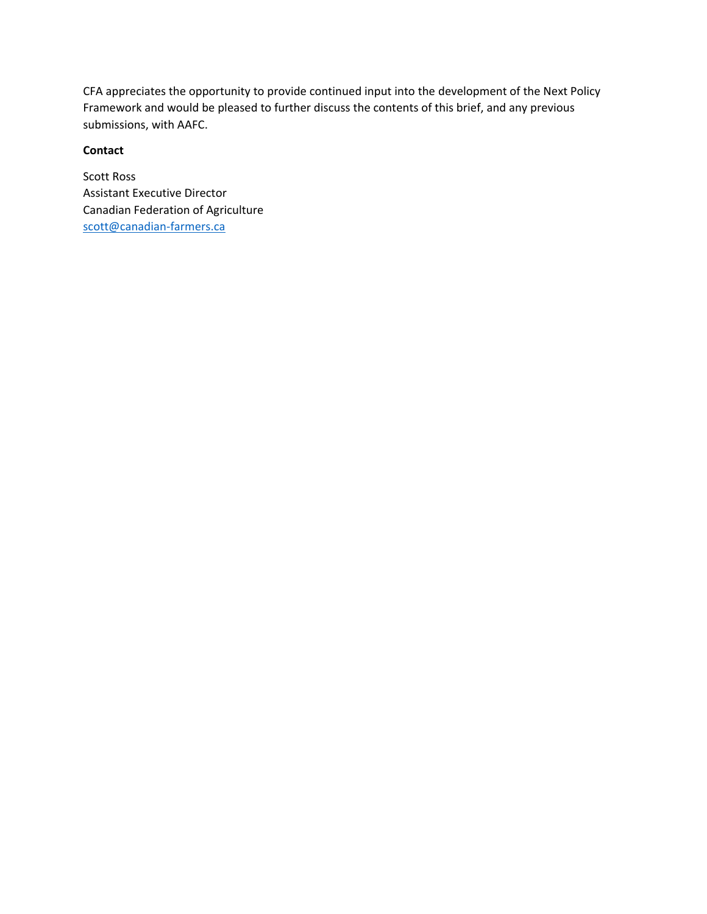CFA appreciates the opportunity to provide continued input into the development of the Next Policy Framework and would be pleased to further discuss the contents of this brief, and any previous submissions, with AAFC.

**Contact**

Scott Ross
Assistant Executive Director
Canadian Federation of Agriculture
[scott@canadian-farmers.ca](mailto:scott@canadian-farmers.ca)